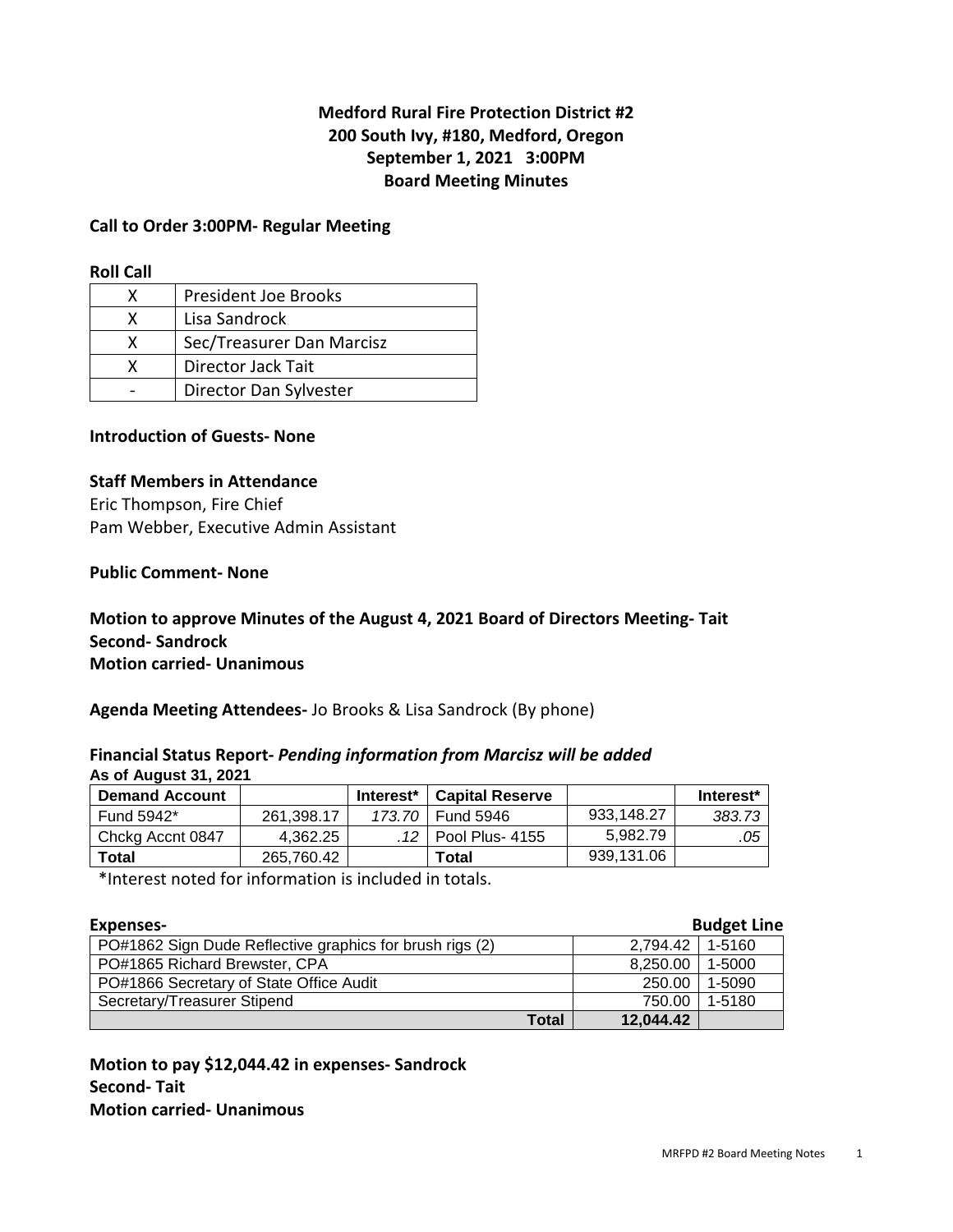**Medford Rural Fire Protection District #2**
**200 South Ivy, #180, Medford, Oregon**
**September 1, 2021 3:00PM**
**Board Meeting Minutes**

**Call to Order 3:00PM- Regular Meeting**

**Roll Call**

| | |
|---|---|
| X | President Joe Brooks |
| X | Lisa Sandrock |
| X | Sec/Treasurer Dan Marcisz |
| X | Director Jack Tait |
| - | Director Dan Sylvester |

**Introduction of Guests- None**

**Staff Members in Attendance**
Eric Thompson, Fire Chief
Pam Webber, Executive Admin Assistant

**Public Comment- None**

**Motion to approve Minutes of the August 4, 2021 Board of Directors Meeting- Tait**
**Second- Sandrock**
**Motion carried- Unanimous**

**Agenda Meeting Attendees-** Jo Brooks & Lisa Sandrock (By phone)

**Financial Status Report-** ***Pending information from Marcisz will be added***
**As of August 31, 2021**

| Demand Account | | Interest* | Capital Reserve | | Interest* |
|---|---|---|---|---|---|
| Fund 5942* | 261,398.17 | *173.70* | Fund 5946 | 933,148.27 | *383.73* |
| Chckg Accnt 0847 | 4,362.25 | *.12* | Pool Plus- 4155 | 5,982.79 | *.05* |
| **Total** | 265,760.42 | | **Total** | 939,131.06 | |

*Interest noted for information is included in totals.

**Expenses-** **Budget Line**

| | | |
|---|---|---|
| PO#1862 Sign Dude Reflective graphics for brush rigs (2) | 2,794.42 | 1-5160 |
| PO#1865 Richard Brewster, CPA | 8,250.00 | 1-5000 |
| PO#1866 Secretary of State Office Audit | 250.00 | 1-5090 |
| Secretary/Treasurer Stipend | 750.00 | 1-5180 |
| **Total** | **12,044.42** | |

**Motion to pay $12,044.42 in expenses- Sandrock**
**Second- Tait**
**Motion carried- Unanimous**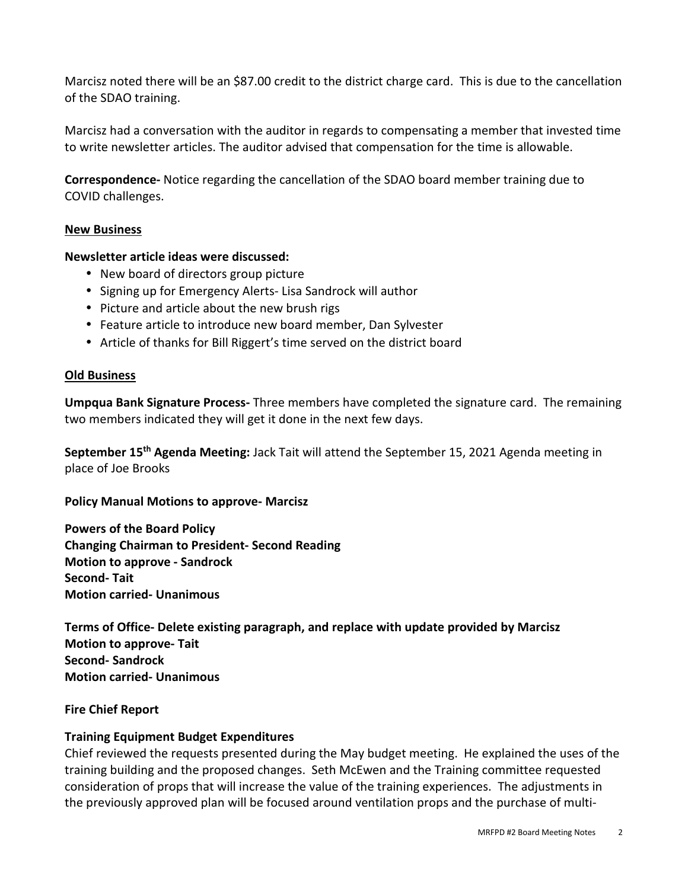Marcisz noted there will be an $87.00 credit to the district charge card. This is due to the cancellation of the SDAO training.

Marcisz had a conversation with the auditor in regards to compensating a member that invested time to write newsletter articles. The auditor advised that compensation for the time is allowable.

**Correspondence-** Notice regarding the cancellation of the SDAO board member training due to COVID challenges.

**New Business**

**Newsletter article ideas were discussed:**

- New board of directors group picture
- Signing up for Emergency Alerts- Lisa Sandrock will author
- Picture and article about the new brush rigs
- Feature article to introduce new board member, Dan Sylvester
- Article of thanks for Bill Riggert's time served on the district board

**Old Business**

**Umpqua Bank Signature Process-** Three members have completed the signature card. The remaining two members indicated they will get it done in the next few days.

**September 15th Agenda Meeting:** Jack Tait will attend the September 15, 2021 Agenda meeting in place of Joe Brooks

**Policy Manual Motions to approve- Marcisz**

**Powers of the Board Policy**
**Changing Chairman to President- Second Reading**
**Motion to approve - Sandrock**
**Second- Tait**
**Motion carried- Unanimous**

**Terms of Office- Delete existing paragraph, and replace with update provided by Marcisz**
**Motion to approve- Tait**
**Second- Sandrock**
**Motion carried- Unanimous**

**Fire Chief Report**

**Training Equipment Budget Expenditures**
Chief reviewed the requests presented during the May budget meeting. He explained the uses of the training building and the proposed changes. Seth McEwen and the Training committee requested consideration of props that will increase the value of the training experiences. The adjustments in the previously approved plan will be focused around ventilation props and the purchase of multi-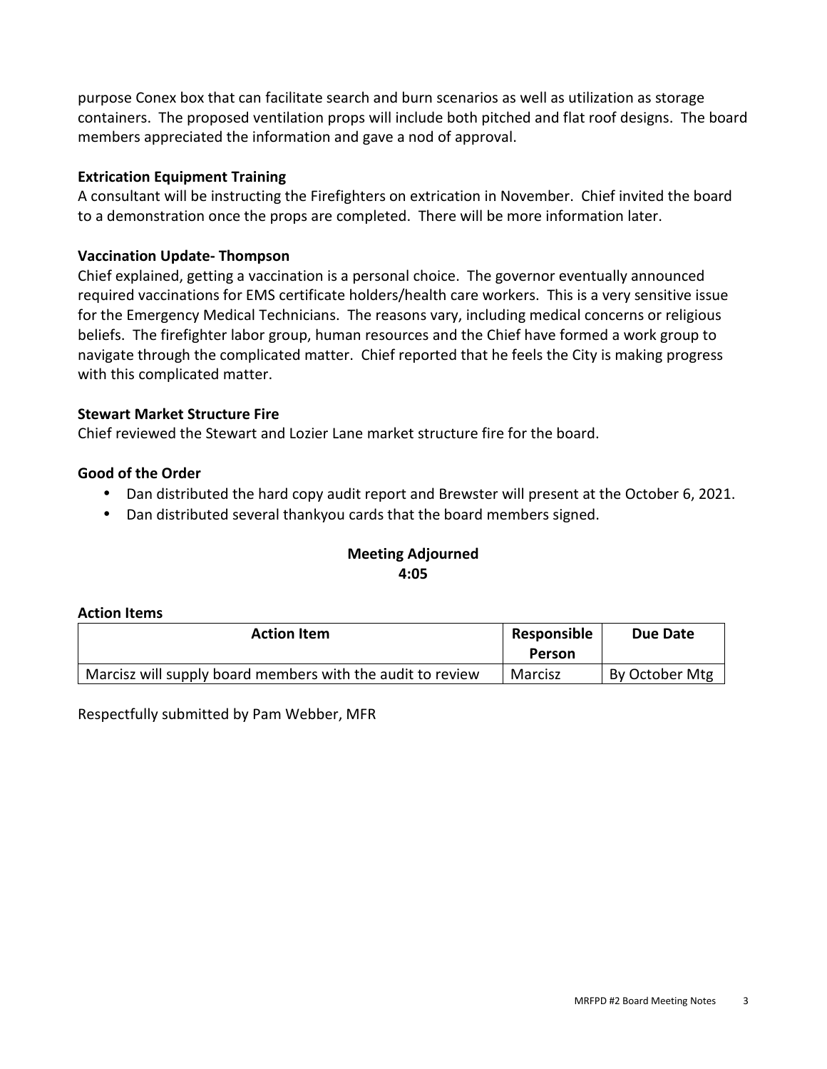purpose Conex box that can facilitate search and burn scenarios as well as utilization as storage containers. The proposed ventilation props will include both pitched and flat roof designs. The board members appreciated the information and gave a nod of approval.

**Extrication Equipment Training**

A consultant will be instructing the Firefighters on extrication in November. Chief invited the board to a demonstration once the props are completed. There will be more information later.

**Vaccination Update- Thompson**

Chief explained, getting a vaccination is a personal choice. The governor eventually announced required vaccinations for EMS certificate holders/health care workers. This is a very sensitive issue for the Emergency Medical Technicians. The reasons vary, including medical concerns or religious beliefs. The firefighter labor group, human resources and the Chief have formed a work group to navigate through the complicated matter. Chief reported that he feels the City is making progress with this complicated matter.

**Stewart Market Structure Fire**

Chief reviewed the Stewart and Lozier Lane market structure fire for the board.

**Good of the Order**

- Dan distributed the hard copy audit report and Brewster will present at the October 6, 2021.
- Dan distributed several thankyou cards that the board members signed.

**Meeting Adjourned**
**4:05**

**Action Items**

| Action Item | Responsible Person | Due Date |
|---|---|---|
| Marcisz will supply board members with the audit to review | Marcisz | By October Mtg |

Respectfully submitted by Pam Webber, MFR